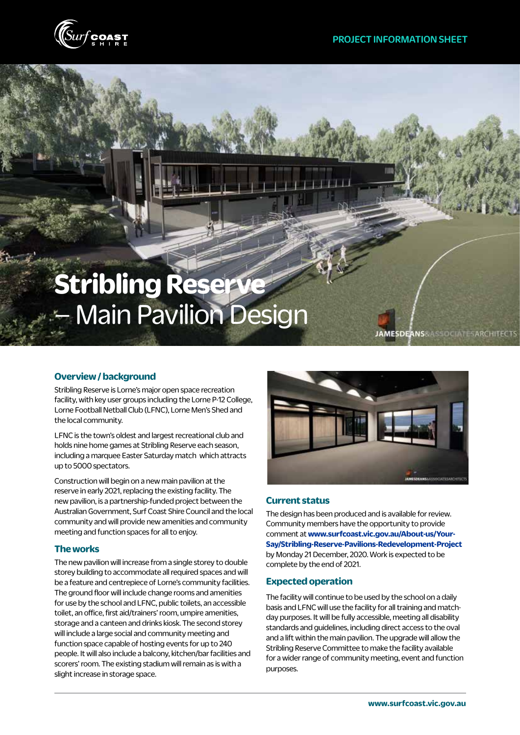PROJECT INFORMATION SHEET

# Stribling Reserve – Main Pavilion Design

## Overview / background

Stribling Reserve is Lorne's major open space recreation facility, with key user groups including the Lorne P-12 College, Lorne Football Netball Club (LFNC), Lorne Men's Shed and the local community.

LFNC is the town's oldest and largest recreational club and holds nine home games at Stribling Reserve each season, including a marquee Easter Saturday match which attracts up to 5000 spectators.

Construction will begin on a new main pavilion at the reserve in early 2021, replacing the existing facility. The new pavilion, is a partnership-funded project between the Australian Government, Surf Coast Shire Council and the local community and will provide new amenities and community meeting and function spaces for all to enjoy.

## The works

The new pavilion will increase from a single storey to double storey building to accommodate all required spaces and will be a feature and centrepiece of Lorne's community facilities. The ground floor will include change rooms and amenities for use by the school and LFNC, public toilets, an accessible toilet, an office, first aid/trainers' room, umpire amenities, storage and a canteen and drinks kiosk. The second storey will include a large social and community meeting and function space capable of hosting events for up to 240 people. It will also include a balcony, kitchen/bar facilities and scorers' room. The existing stadium will remain as is with a slight increase in storage space.

## Current status

The design has been produced and is available for review. Community members have the opportunity to provide comment at **www.surfcoast.vic.gov.au/About-us/Your-Say/Stribling-Reserve-Pavilions-Redevelopment-Project** by Monday 21 December, 2020. Work is expected to be complete by the end of 2021.

## Expected operation

The facility will continue to be used by the school on a daily basis and LFNC will use the facility for all training and match-day purposes. It will be fully accessible, meeting all disability standards and guidelines, including direct access to the oval and a lift within the main pavilion. The upgrade will allow the Stribling Reserve Committee to make the facility available for a wider range of community meeting, event and function purposes.

**www.surfcoast.vic.gov.au**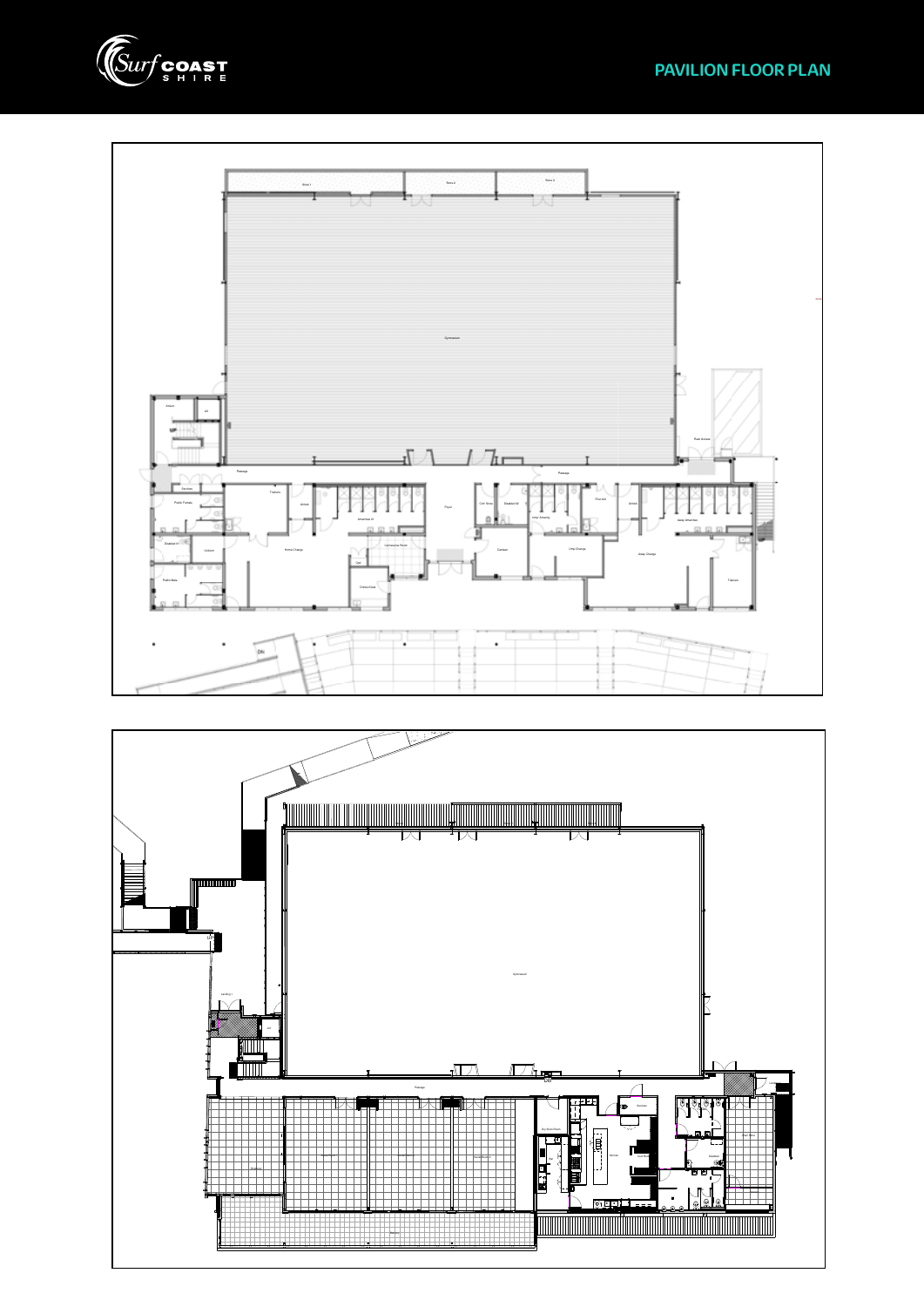# PAVILION FLOOR PLAN